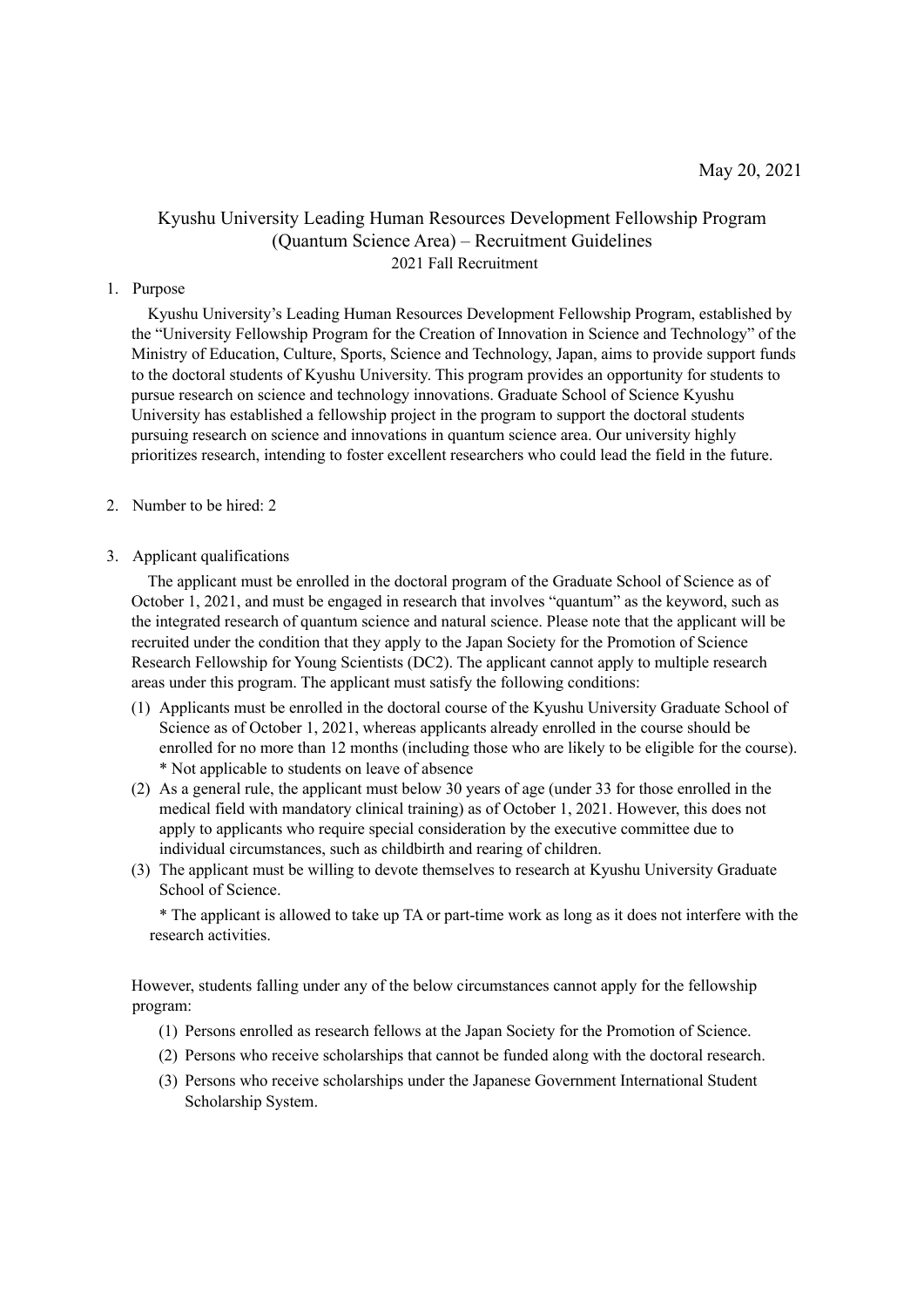May 20, 2021

# Kyushu University Leading Human Resources Development Fellowship Program (Quantum Science Area) – Recruitment Guidelines

2021 Fall Recruitment

1. Purpose

Kyushu University's Leading Human Resources Development Fellowship Program, established by the "University Fellowship Program for the Creation of Innovation in Science and Technology" of the Ministry of Education, Culture, Sports, Science and Technology, Japan, aims to provide support funds to the doctoral students of Kyushu University. This program provides an opportunity for students to pursue research on science and technology innovations. Graduate School of Science Kyushu University has established a fellowship project in the program to support the doctoral students pursuing research on science and innovations in quantum science area. Our university highly prioritizes research, intending to foster excellent researchers who could lead the field in the future.

2. Number to be hired: 2

3. Applicant qualifications

The applicant must be enrolled in the doctoral program of the Graduate School of Science as of October 1, 2021, and must be engaged in research that involves "quantum" as the keyword, such as the integrated research of quantum science and natural science. Please note that the applicant will be recruited under the condition that they apply to the Japan Society for the Promotion of Science Research Fellowship for Young Scientists (DC2). The applicant cannot apply to multiple research areas under this program. The applicant must satisfy the following conditions:

(1) Applicants must be enrolled in the doctoral course of the Kyushu University Graduate School of Science as of October 1, 2021, whereas applicants already enrolled in the course should be enrolled for no more than 12 months (including those who are likely to be eligible for the course).
\* Not applicable to students on leave of absence

(2) As a general rule, the applicant must below 30 years of age (under 33 for those enrolled in the medical field with mandatory clinical training) as of October 1, 2021. However, this does not apply to applicants who require special consideration by the executive committee due to individual circumstances, such as childbirth and rearing of children.

(3) The applicant must be willing to devote themselves to research at Kyushu University Graduate School of Science.

\* The applicant is allowed to take up TA or part-time work as long as it does not interfere with the research activities.

However, students falling under any of the below circumstances cannot apply for the fellowship program:

(1) Persons enrolled as research fellows at the Japan Society for the Promotion of Science.
(2) Persons who receive scholarships that cannot be funded along with the doctoral research.
(3) Persons who receive scholarships under the Japanese Government International Student Scholarship System.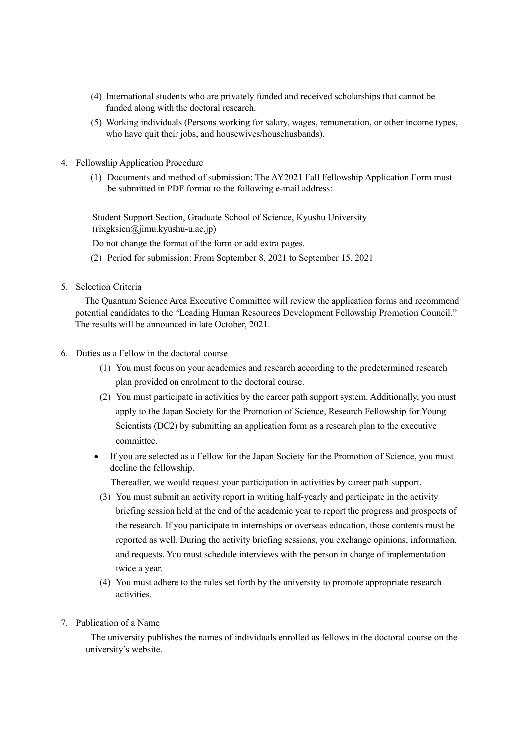(4) International students who are privately funded and received scholarships that cannot be funded along with the doctoral research.

(5) Working individuals (Persons working for salary, wages, remuneration, or other income types, who have quit their jobs, and housewives/househusbands).

4. Fellowship Application Procedure

   (1) Documents and method of submission: The AY2021 Fall Fellowship Application Form must be submitted in PDF format to the following e-mail address:

   Student Support Section, Graduate School of Science, Kyushu University (rixgksien@jimu.kyushu-u.ac.jp)

   Do not change the format of the form or add extra pages.

   (2) Period for submission: From September 8, 2021 to September 15, 2021

5. Selection Criteria

   The Quantum Science Area Executive Committee will review the application forms and recommend potential candidates to the "Leading Human Resources Development Fellowship Promotion Council." The results will be announced in late October, 2021.

6. Duties as a Fellow in the doctoral course

   (1) You must focus on your academics and research according to the predetermined research plan provided on enrolment to the doctoral course.

   (2) You must participate in activities by the career path support system. Additionally, you must apply to the Japan Society for the Promotion of Science, Research Fellowship for Young Scientists (DC2) by submitting an application form as a research plan to the executive committee.

   - If you are selected as a Fellow for the Japan Society for the Promotion of Science, you must decline the fellowship.

     Thereafter, we would request your participation in activities by career path support.

   (3) You must submit an activity report in writing half-yearly and participate in the activity briefing session held at the end of the academic year to report the progress and prospects of the research. If you participate in internships or overseas education, those contents must be reported as well. During the activity briefing sessions, you exchange opinions, information, and requests. You must schedule interviews with the person in charge of implementation twice a year.

   (4) You must adhere to the rules set forth by the university to promote appropriate research activities.

7. Publication of a Name

   The university publishes the names of individuals enrolled as fellows in the doctoral course on the university's website.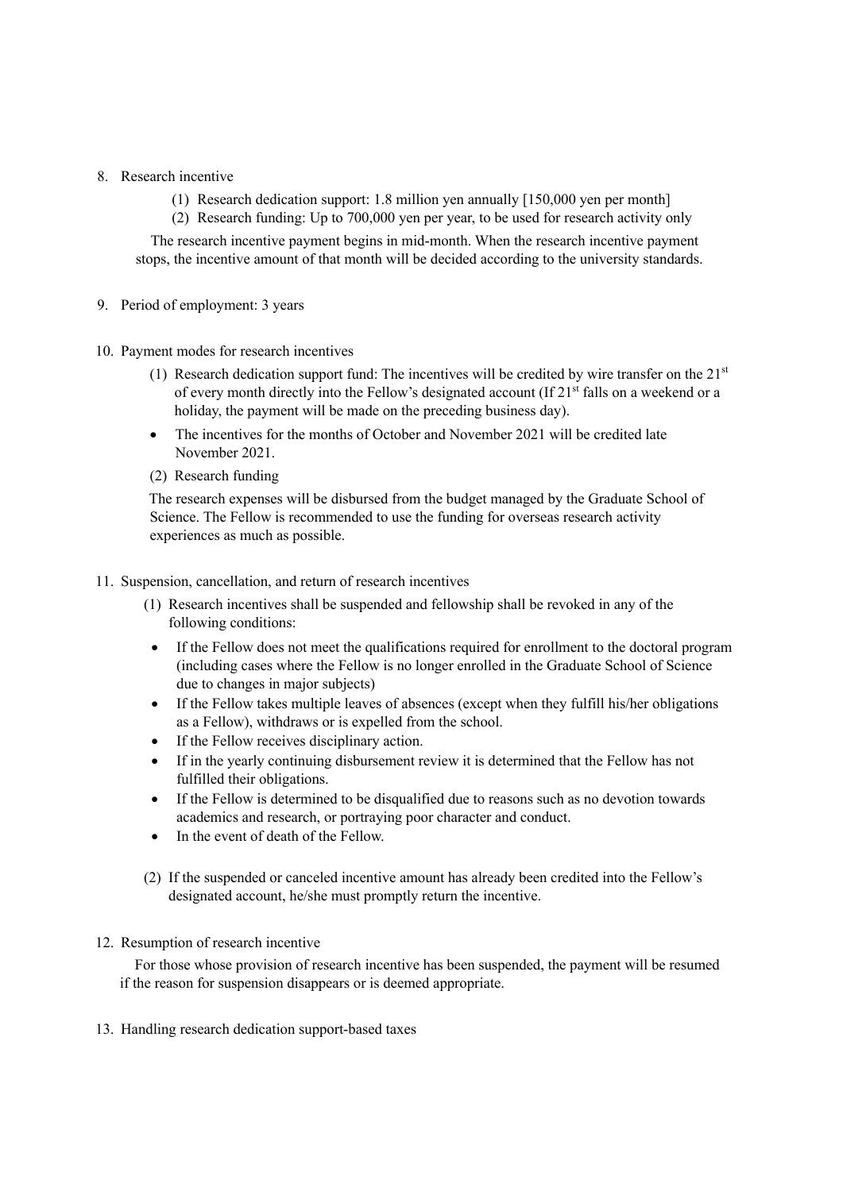8. Research incentive

   (1) Research dedication support: 1.8 million yen annually [150,000 yen per month]

   (2) Research funding: Up to 700,000 yen per year, to be used for research activity only

   The research incentive payment begins in mid-month. When the research incentive payment stops, the incentive amount of that month will be decided according to the university standards.

9. Period of employment: 3 years

10. Payment modes for research incentives

    (1) Research dedication support fund: The incentives will be credited by wire transfer on the 21st of every month directly into the Fellow's designated account (If 21st falls on a weekend or a holiday, the payment will be made on the preceding business day).

    - The incentives for the months of October and November 2021 will be credited late November 2021.

    (2) Research funding

    The research expenses will be disbursed from the budget managed by the Graduate School of Science. The Fellow is recommended to use the funding for overseas research activity experiences as much as possible.

11. Suspension, cancellation, and return of research incentives

    (1) Research incentives shall be suspended and fellowship shall be revoked in any of the following conditions:

    - If the Fellow does not meet the qualifications required for enrollment to the doctoral program (including cases where the Fellow is no longer enrolled in the Graduate School of Science due to changes in major subjects)
    - If the Fellow takes multiple leaves of absences (except when they fulfill his/her obligations as a Fellow), withdraws or is expelled from the school.
    - If the Fellow receives disciplinary action.
    - If in the yearly continuing disbursement review it is determined that the Fellow has not fulfilled their obligations.
    - If the Fellow is determined to be disqualified due to reasons such as no devotion towards academics and research, or portraying poor character and conduct.
    - In the event of death of the Fellow.

    (2) If the suspended or canceled incentive amount has already been credited into the Fellow's designated account, he/she must promptly return the incentive.

12. Resumption of research incentive

    For those whose provision of research incentive has been suspended, the payment will be resumed if the reason for suspension disappears or is deemed appropriate.

13. Handling research dedication support-based taxes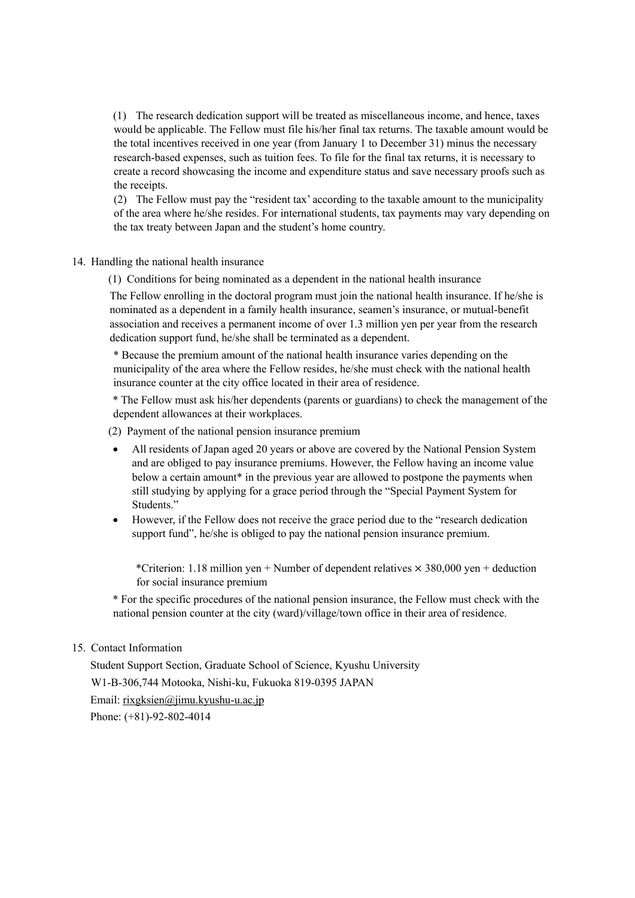(1) The research dedication support will be treated as miscellaneous income, and hence, taxes would be applicable. The Fellow must file his/her final tax returns. The taxable amount would be the total incentives received in one year (from January 1 to December 31) minus the necessary research-based expenses, such as tuition fees. To file for the final tax returns, it is necessary to create a record showcasing the income and expenditure status and save necessary proofs such as the receipts.

(2) The Fellow must pay the "resident tax' according to the taxable amount to the municipality of the area where he/she resides. For international students, tax payments may vary depending on the tax treaty between Japan and the student's home country.

14. Handling the national health insurance

(1) Conditions for being nominated as a dependent in the national health insurance

The Fellow enrolling in the doctoral program must join the national health insurance. If he/she is nominated as a dependent in a family health insurance, seamen's insurance, or mutual-benefit association and receives a permanent income of over 1.3 million yen per year from the research dedication support fund, he/she shall be terminated as a dependent.

* Because the premium amount of the national health insurance varies depending on the municipality of the area where the Fellow resides, he/she must check with the national health insurance counter at the city office located in their area of residence.

* The Fellow must ask his/her dependents (parents or guardians) to check the management of the dependent allowances at their workplaces.

(2) Payment of the national pension insurance premium

- All residents of Japan aged 20 years or above are covered by the National Pension System and are obliged to pay insurance premiums. However, the Fellow having an income value below a certain amount* in the previous year are allowed to postpone the payments when still studying by applying for a grace period through the "Special Payment System for Students."
- However, if the Fellow does not receive the grace period due to the "research dedication support fund", he/she is obliged to pay the national pension insurance premium.

*Criterion: 1.18 million yen + Number of dependent relatives × 380,000 yen + deduction for social insurance premium

* For the specific procedures of the national pension insurance, the Fellow must check with the national pension counter at the city (ward)/village/town office in their area of residence.

15. Contact Information

Student Support Section, Graduate School of Science, Kyushu University
W1-B-306,744 Motooka, Nishi-ku, Fukuoka 819-0395 JAPAN
Email: rixgksien@jimu.kyushu-u.ac.jp
Phone: (+81)-92-802-4014